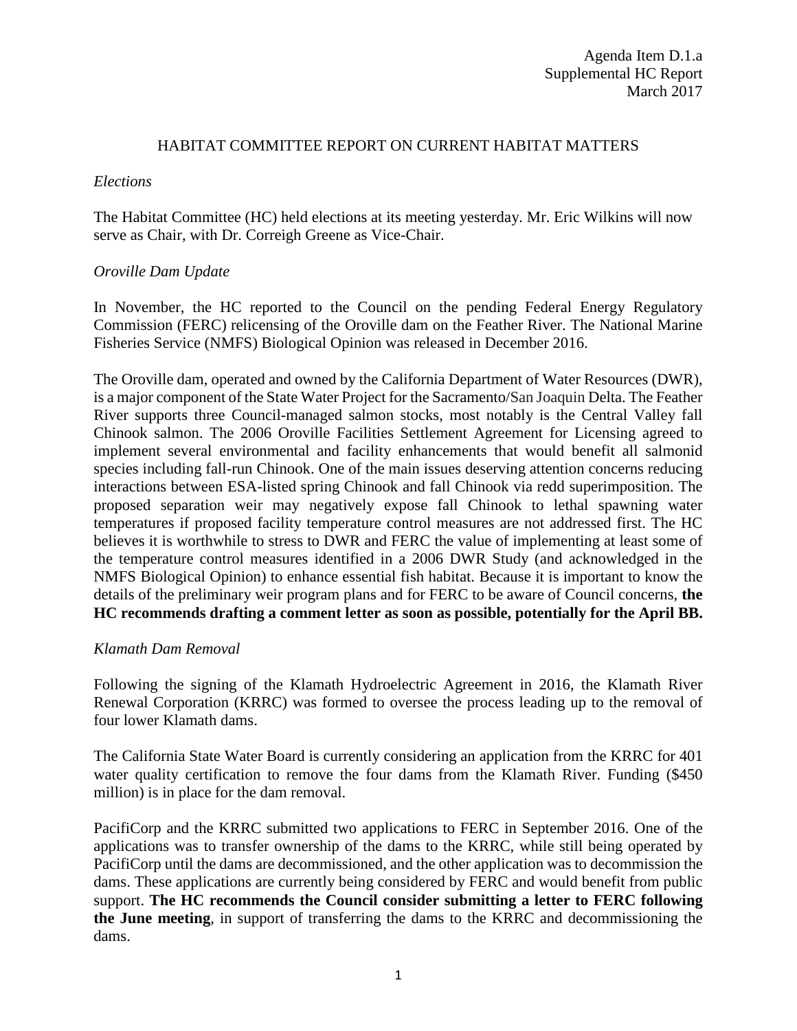Agenda Item D.1.a
Supplemental HC Report
March 2017

# HABITAT COMMITTEE REPORT ON CURRENT HABITAT MATTERS

*Elections*

The Habitat Committee (HC) held elections at its meeting yesterday. Mr. Eric Wilkins will now serve as Chair, with Dr. Correigh Greene as Vice-Chair.

*Oroville Dam Update*

In November, the HC reported to the Council on the pending Federal Energy Regulatory Commission (FERC) relicensing of the Oroville dam on the Feather River. The National Marine Fisheries Service (NMFS) Biological Opinion was released in December 2016.

The Oroville dam, operated and owned by the California Department of Water Resources (DWR), is a major component of the State Water Project for the Sacramento/San Joaquin Delta. The Feather River supports three Council-managed salmon stocks, most notably is the Central Valley fall Chinook salmon. The 2006 Oroville Facilities Settlement Agreement for Licensing agreed to implement several environmental and facility enhancements that would benefit all salmonid species including fall-run Chinook. One of the main issues deserving attention concerns reducing interactions between ESA-listed spring Chinook and fall Chinook via redd superimposition. The proposed separation weir may negatively expose fall Chinook to lethal spawning water temperatures if proposed facility temperature control measures are not addressed first. The HC believes it is worthwhile to stress to DWR and FERC the value of implementing at least some of the temperature control measures identified in a 2006 DWR Study (and acknowledged in the NMFS Biological Opinion) to enhance essential fish habitat. Because it is important to know the details of the preliminary weir program plans and for FERC to be aware of Council concerns, **the HC recommends drafting a comment letter as soon as possible, potentially for the April BB.**

*Klamath Dam Removal*

Following the signing of the Klamath Hydroelectric Agreement in 2016, the Klamath River Renewal Corporation (KRRC) was formed to oversee the process leading up to the removal of four lower Klamath dams.

The California State Water Board is currently considering an application from the KRRC for 401 water quality certification to remove the four dams from the Klamath River. Funding ($450 million) is in place for the dam removal.

PacifiCorp and the KRRC submitted two applications to FERC in September 2016. One of the applications was to transfer ownership of the dams to the KRRC, while still being operated by PacifiCorp until the dams are decommissioned, and the other application was to decommission the dams. These applications are currently being considered by FERC and would benefit from public support. **The HC recommends the Council consider submitting a letter to FERC following the June meeting**, in support of transferring the dams to the KRRC and decommissioning the dams.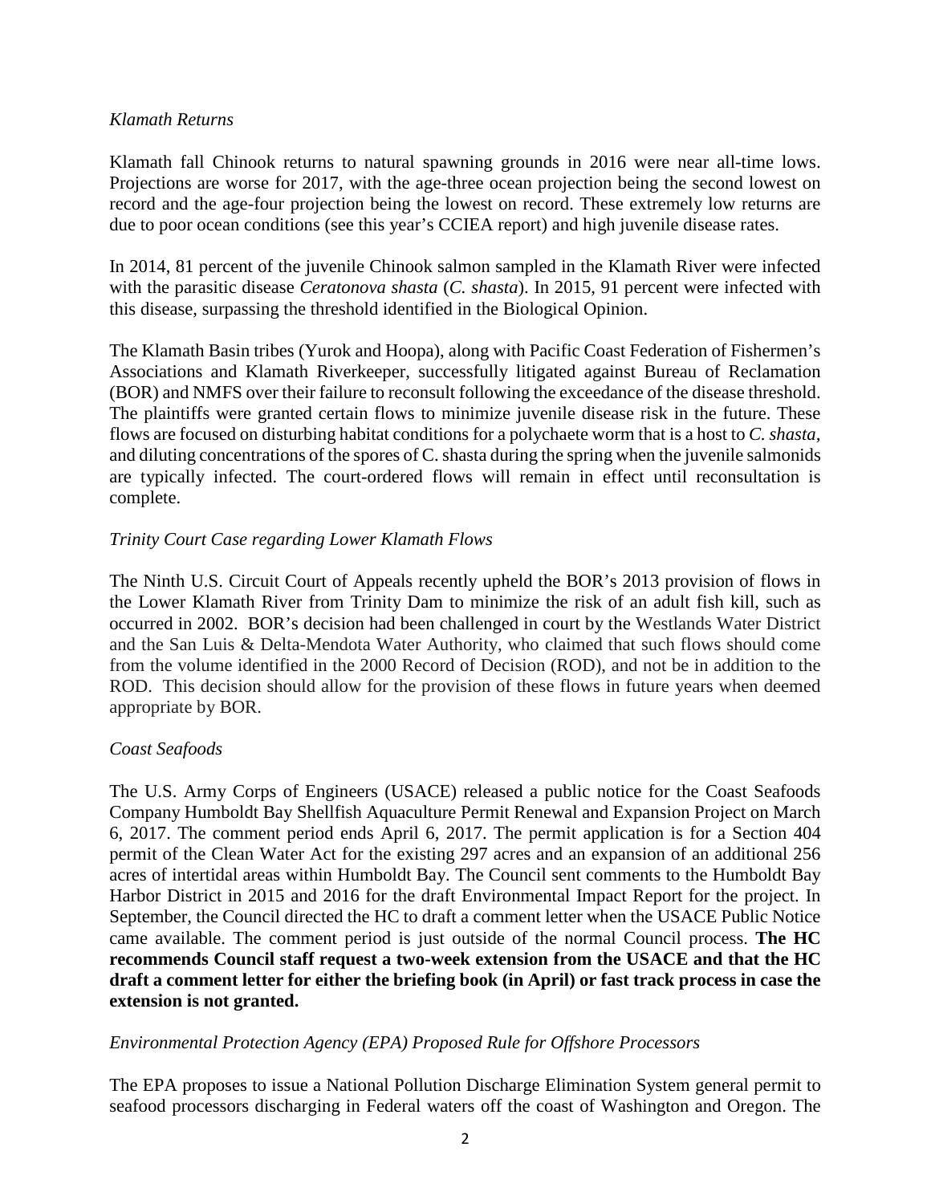*Klamath Returns*

Klamath fall Chinook returns to natural spawning grounds in 2016 were near all-time lows. Projections are worse for 2017, with the age-three ocean projection being the second lowest on record and the age-four projection being the lowest on record. These extremely low returns are due to poor ocean conditions (see this year's CCIEA report) and high juvenile disease rates.

In 2014, 81 percent of the juvenile Chinook salmon sampled in the Klamath River were infected with the parasitic disease *Ceratonova shasta* (*C. shasta*). In 2015, 91 percent were infected with this disease, surpassing the threshold identified in the Biological Opinion.

The Klamath Basin tribes (Yurok and Hoopa), along with Pacific Coast Federation of Fishermen's Associations and Klamath Riverkeeper, successfully litigated against Bureau of Reclamation (BOR) and NMFS over their failure to reconsult following the exceedance of the disease threshold. The plaintiffs were granted certain flows to minimize juvenile disease risk in the future. These flows are focused on disturbing habitat conditions for a polychaete worm that is a host to *C. shasta*, and diluting concentrations of the spores of C. shasta during the spring when the juvenile salmonids are typically infected. The court-ordered flows will remain in effect until reconsultation is complete.

*Trinity Court Case regarding Lower Klamath Flows*

The Ninth U.S. Circuit Court of Appeals recently upheld the BOR's 2013 provision of flows in the Lower Klamath River from Trinity Dam to minimize the risk of an adult fish kill, such as occurred in 2002. BOR's decision had been challenged in court by the Westlands Water District and the San Luis & Delta-Mendota Water Authority, who claimed that such flows should come from the volume identified in the 2000 Record of Decision (ROD), and not be in addition to the ROD. This decision should allow for the provision of these flows in future years when deemed appropriate by BOR.

*Coast Seafoods*

The U.S. Army Corps of Engineers (USACE) released a public notice for the Coast Seafoods Company Humboldt Bay Shellfish Aquaculture Permit Renewal and Expansion Project on March 6, 2017. The comment period ends April 6, 2017. The permit application is for a Section 404 permit of the Clean Water Act for the existing 297 acres and an expansion of an additional 256 acres of intertidal areas within Humboldt Bay. The Council sent comments to the Humboldt Bay Harbor District in 2015 and 2016 for the draft Environmental Impact Report for the project. In September, the Council directed the HC to draft a comment letter when the USACE Public Notice came available. The comment period is just outside of the normal Council process. **The HC recommends Council staff request a two-week extension from the USACE and that the HC draft a comment letter for either the briefing book (in April) or fast track process in case the extension is not granted.**

*Environmental Protection Agency (EPA) Proposed Rule for Offshore Processors*

The EPA proposes to issue a National Pollution Discharge Elimination System general permit to seafood processors discharging in Federal waters off the coast of Washington and Oregon. The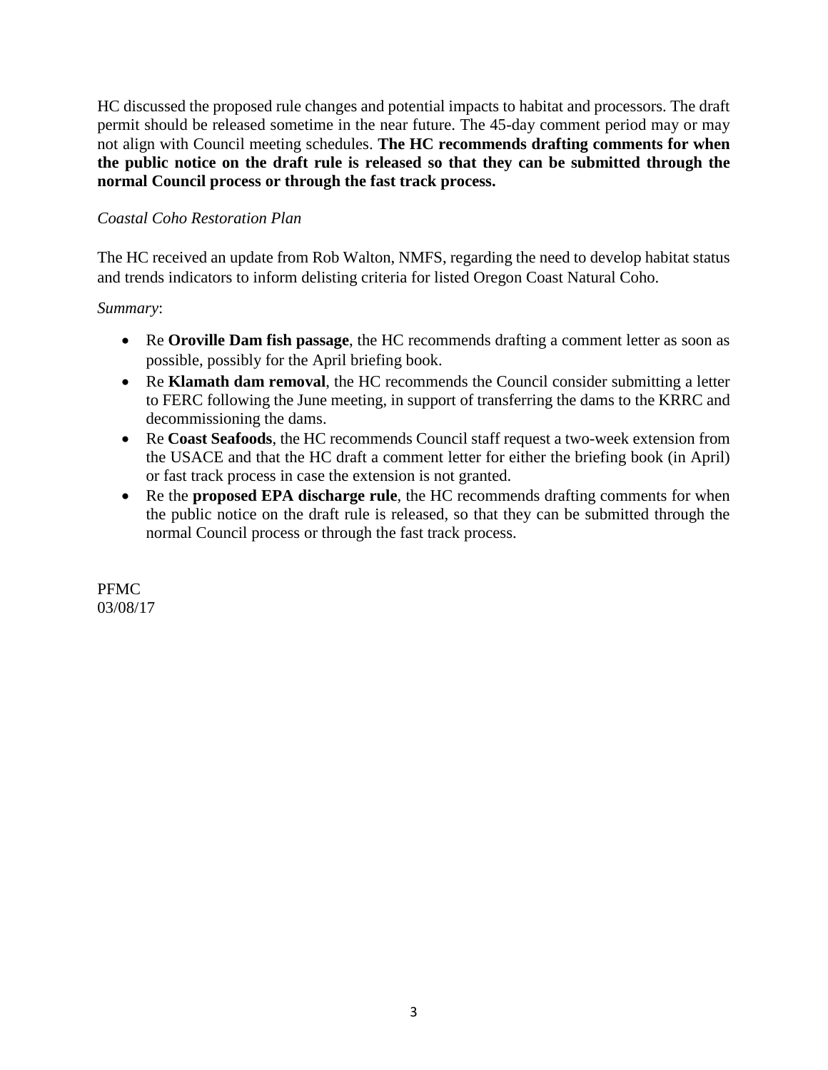HC discussed the proposed rule changes and potential impacts to habitat and processors. The draft permit should be released sometime in the near future. The 45-day comment period may or may not align with Council meeting schedules. **The HC recommends drafting comments for when the public notice on the draft rule is released so that they can be submitted through the normal Council process or through the fast track process.**

*Coastal Coho Restoration Plan*

The HC received an update from Rob Walton, NMFS, regarding the need to develop habitat status and trends indicators to inform delisting criteria for listed Oregon Coast Natural Coho.

*Summary*:

- Re **Oroville Dam fish passage**, the HC recommends drafting a comment letter as soon as possible, possibly for the April briefing book.
- Re **Klamath dam removal**, the HC recommends the Council consider submitting a letter to FERC following the June meeting, in support of transferring the dams to the KRRC and decommissioning the dams.
- Re **Coast Seafoods**, the HC recommends Council staff request a two-week extension from the USACE and that the HC draft a comment letter for either the briefing book (in April) or fast track process in case the extension is not granted.
- Re the **proposed EPA discharge rule**, the HC recommends drafting comments for when the public notice on the draft rule is released, so that they can be submitted through the normal Council process or through the fast track process.

PFMC
03/08/17